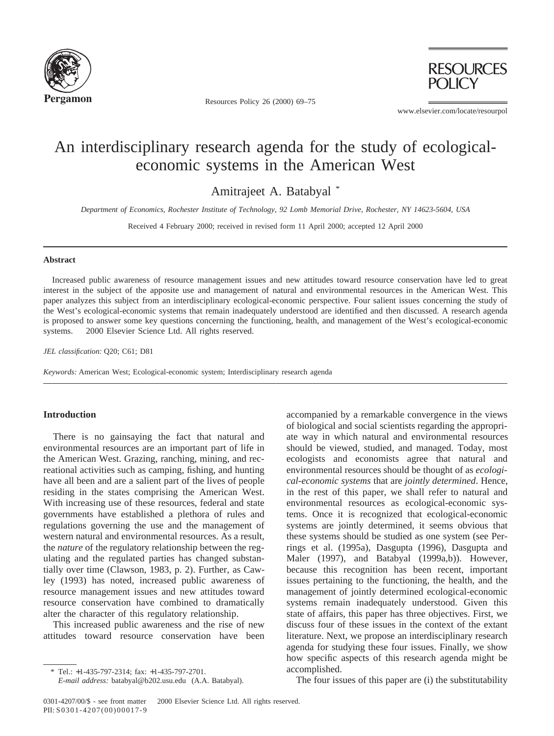# An interdisciplinary research agenda for the study of ecological-economic systems in the American West

Amitrajeet A. Batabyal *

*Department of Economics, Rochester Institute of Technology, 92 Lomb Memorial Drive, Rochester, NY 14623-5604, USA*

Received 4 February 2000; received in revised form 11 April 2000; accepted 12 April 2000

## Abstract

Increased public awareness of resource management issues and new attitudes toward resource conservation have led to great interest in the subject of the apposite use and management of natural and environmental resources in the American West. This paper analyzes this subject from an interdisciplinary ecological-economic perspective. Four salient issues concerning the study of the West's ecological-economic systems that remain inadequately understood are identified and then discussed. A research agenda is proposed to answer some key questions concerning the functioning, health, and management of the West's ecological-economic systems. © 2000 Elsevier Science Ltd. All rights reserved.

*JEL classification:* Q20; C61; D81

*Keywords:* American West; Ecological-economic system; Interdisciplinary research agenda

## Introduction

There is no gainsaying the fact that natural and environmental resources are an important part of life in the American West. Grazing, ranching, mining, and recreational activities such as camping, fishing, and hunting have all been and are a salient part of the lives of people residing in the states comprising the American West. With increasing use of these resources, federal and state governments have established a plethora of rules and regulations governing the use and the management of western natural and environmental resources. As a result, the *nature* of the regulatory relationship between the regulating and the regulated parties has changed substantially over time (Clawson, 1983, p. 2). Further, as Cawley (1993) has noted, increased public awareness of resource management issues and new attitudes toward resource conservation have combined to dramatically alter the character of this regulatory relationship.

This increased public awareness and the rise of new attitudes toward resource conservation have been accompanied by a remarkable convergence in the views of biological and social scientists regarding the appropriate way in which natural and environmental resources should be viewed, studied, and managed. Today, most ecologists and economists agree that natural and environmental resources should be thought of as *ecological-economic systems* that are *jointly determined*. Hence, in the rest of this paper, we shall refer to natural and environmental resources as ecological-economic systems. Once it is recognized that ecological-economic systems are jointly determined, it seems obvious that these systems should be studied as one system (see Perrings et al. (1995a), Dasgupta (1996), Dasgupta and Maler (1997), and Batabyal (1999a,b)). However, because this recognition has been recent, important issues pertaining to the functioning, the health, and the management of jointly determined ecological-economic systems remain inadequately understood. Given this state of affairs, this paper has three objectives. First, we discuss four of these issues in the context of the extant literature. Next, we propose an interdisciplinary research agenda for studying these four issues. Finally, we show how specific aspects of this research agenda might be accomplished.

The four issues of this paper are (i) the substitutability

* Tel.: +1-435-797-2314; fax: +1-435-797-2701.
*E-mail address:* batabyal@b202.usu.edu (A.A. Batabyal).

0301-4207/00/$ - see front matter © 2000 Elsevier Science Ltd. All rights reserved.
PII: S0301-4207(00)00017-9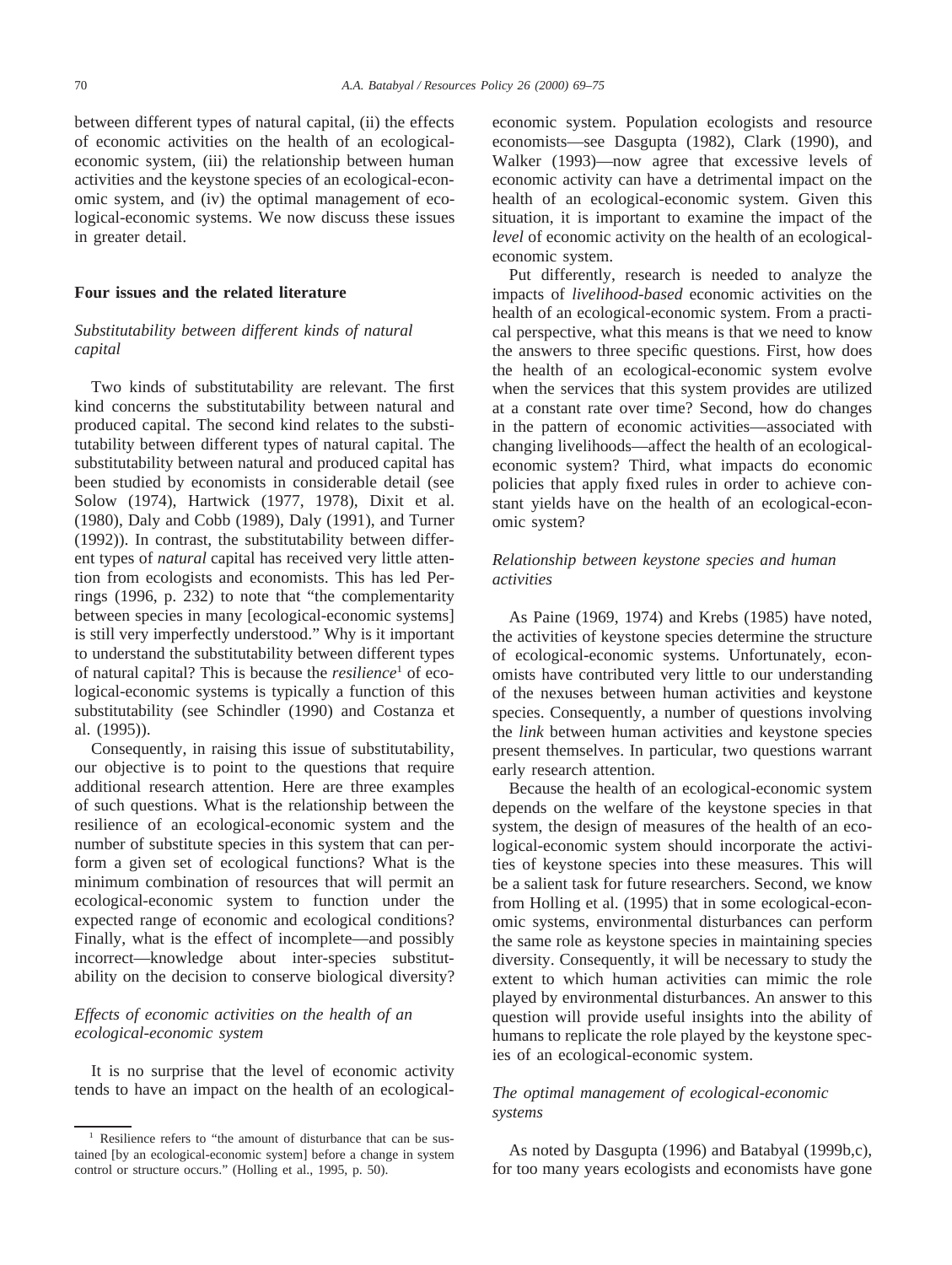between different types of natural capital, (ii) the effects of economic activities on the health of an ecological-economic system, (iii) the relationship between human activities and the keystone species of an ecological-economic system, and (iv) the optimal management of ecological-economic systems. We now discuss these issues in greater detail.

## Four issues and the related literature

### *Substitutability between different kinds of natural capital*

Two kinds of substitutability are relevant. The first kind concerns the substitutability between natural and produced capital. The second kind relates to the substitutability between different types of natural capital. The substitutability between natural and produced capital has been studied by economists in considerable detail (see Solow (1974), Hartwick (1977, 1978), Dixit et al. (1980), Daly and Cobb (1989), Daly (1991), and Turner (1992)). In contrast, the substitutability between different types of *natural* capital has received very little attention from ecologists and economists. This has led Perrings (1996, p. 232) to note that "the complementarity between species in many [ecological-economic systems] is still very imperfectly understood." Why is it important to understand the substitutability between different types of natural capital? This is because the *resilience*[1] of ecological-economic systems is typically a function of this substitutability (see Schindler (1990) and Costanza et al. (1995)).

Consequently, in raising this issue of substitutability, our objective is to point to the questions that require additional research attention. Here are three examples of such questions. What is the relationship between the resilience of an ecological-economic system and the number of substitute species in this system that can perform a given set of ecological functions? What is the minimum combination of resources that will permit an ecological-economic system to function under the expected range of economic and ecological conditions? Finally, what is the effect of incomplete—and possibly incorrect—knowledge about inter-species substitutability on the decision to conserve biological diversity?

### *Effects of economic activities on the health of an ecological-economic system*

It is no surprise that the level of economic activity tends to have an impact on the health of an ecological-economic system. Population ecologists and resource economists—see Dasgupta (1982), Clark (1990), and Walker (1993)—now agree that excessive levels of economic activity can have a detrimental impact on the health of an ecological-economic system. Given this situation, it is important to examine the impact of the *level* of economic activity on the health of an ecological-economic system.

Put differently, research is needed to analyze the impacts of *livelihood-based* economic activities on the health of an ecological-economic system. From a practical perspective, what this means is that we need to know the answers to three specific questions. First, how does the health of an ecological-economic system evolve when the services that this system provides are utilized at a constant rate over time? Second, how do changes in the pattern of economic activities—associated with changing livelihoods—affect the health of an ecological-economic system? Third, what impacts do economic policies that apply fixed rules in order to achieve constant yields have on the health of an ecological-economic system?

### *Relationship between keystone species and human activities*

As Paine (1969, 1974) and Krebs (1985) have noted, the activities of keystone species determine the structure of ecological-economic systems. Unfortunately, economists have contributed very little to our understanding of the nexuses between human activities and keystone species. Consequently, a number of questions involving the *link* between human activities and keystone species present themselves. In particular, two questions warrant early research attention.

Because the health of an ecological-economic system depends on the welfare of the keystone species in that system, the design of measures of the health of an ecological-economic system should incorporate the activities of keystone species into these measures. This will be a salient task for future researchers. Second, we know from Holling et al. (1995) that in some ecological-economic systems, environmental disturbances can perform the same role as keystone species in maintaining species diversity. Consequently, it will be necessary to study the extent to which human activities can mimic the role played by environmental disturbances. An answer to this question will provide useful insights into the ability of humans to replicate the role played by the keystone species of an ecological-economic system.

### *The optimal management of ecological-economic systems*

As noted by Dasgupta (1996) and Batabyal (1999b,c), for too many years ecologists and economists have gone

[1] Resilience refers to "the amount of disturbance that can be sustained [by an ecological-economic system] before a change in system control or structure occurs." (Holling et al., 1995, p. 50).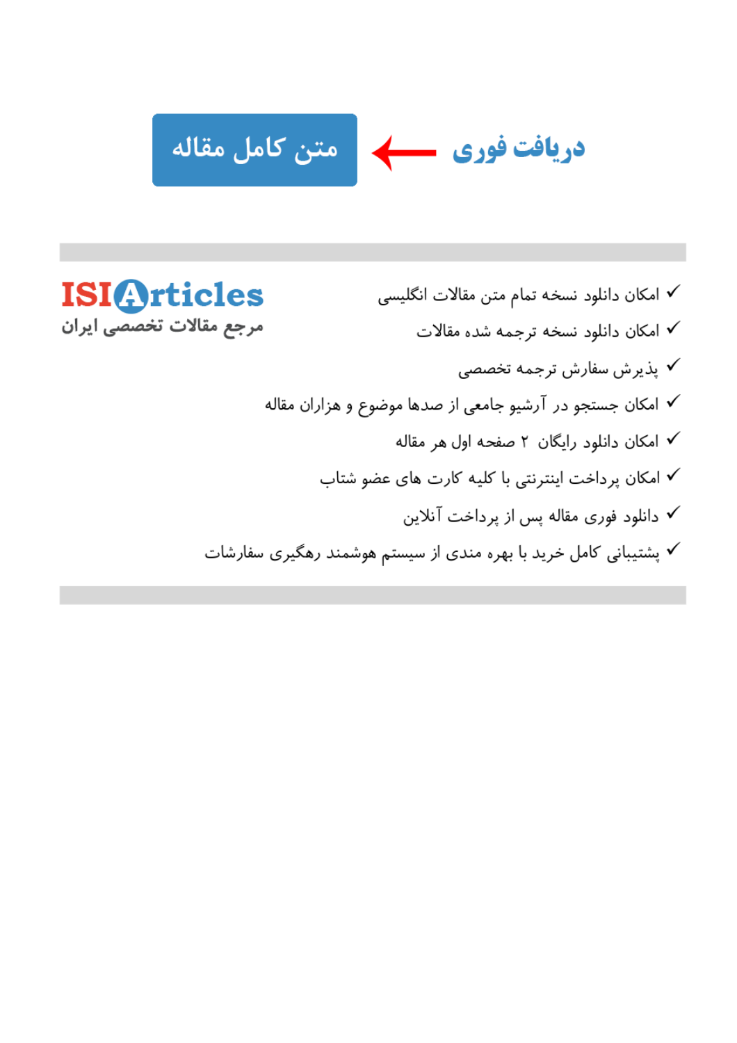دریافت فوری ← متن کامل مقاله

**ISIArticles**
مرجع مقالات تخصصی ایران

- ✓ امکان دانلود نسخه تمام متن مقالات انگلیسی
- ✓ امکان دانلود نسخه ترجمه شده مقالات
- ✓ پذیرش سفارش ترجمه تخصصی
- ✓ امکان جستجو در آرشیو جامعی از صدها موضوع و هزاران مقاله
- ✓ امکان دانلود رایگان ۲ صفحه اول هر مقاله
- ✓ امکان پرداخت اینترنتی با کلیه کارت های عضو شتاب
- ✓ دانلود فوری مقاله پس از پرداخت آنلاین
- ✓ پشتیبانی کامل خرید با بهره مندی از سیستم هوشمند رهگیری سفارشات